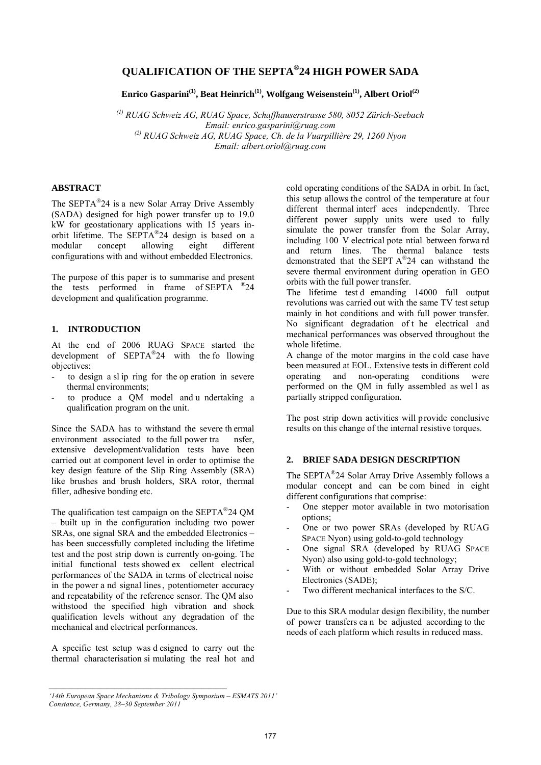# QUALIFICATION OF THE SEPTA®24 HIGH POWER SADA

**Enrico Gasparini[1], Beat Heinrich[1], Wolfgang Weisenstein[1], Albert Oriol[2]**

*[1] RUAG Schweiz AG, RUAG Space, Schaffhauserstrasse 580, 8052 Zürich-Seebach*
*Email: enrico.gasparini@ruag.com*
*[2] RUAG Schweiz AG, RUAG Space, Ch. de la Vuarpillière 29, 1260 Nyon*
*Email: albert.oriol@ruag.com*

## ABSTRACT

The SEPTA®24 is a new Solar Array Drive Assembly (SADA) designed for high power transfer up to 19.0 kW for geostationary applications with 15 years in-orbit lifetime. The SEPTA®24 design is based on a modular concept allowing eight different configurations with and without embedded Electronics.

The purpose of this paper is to summarise and present the tests performed in frame of SEPTA®24 development and qualification programme.

## 1. INTRODUCTION

At the end of 2006 RUAG SPACE started the development of SEPTA®24 with the following objectives:

- to design a slip ring for the operation in severe thermal environments;
- to produce a QM model and undertaking a qualification program on the unit.

Since the SADA has to withstand the severe thermal environment associated to the full power transfer, extensive development/validation tests have been carried out at component level in order to optimise the key design feature of the Slip Ring Assembly (SRA) like brushes and brush holders, SRA rotor, thermal filler, adhesive bonding etc.

The qualification test campaign on the SEPTA®24 QM – built up in the configuration including two power SRAs, one signal SRA and the embedded Electronics – has been successfully completed including the lifetime test and the post strip down is currently on-going. The initial functional tests showed excellent electrical performances of the SADA in terms of electrical noise in the power and signal lines, potentiometer accuracy and repeatability of the reference sensor. The QM also withstood the specified high vibration and shock qualification levels without any degradation of the mechanical and electrical performances.

A specific test setup was designed to carry out the thermal characterisation simulating the real hot and cold operating conditions of the SADA in orbit. In fact, this setup allows the control of the temperature at four different thermal interfaces independently. Three different power supply units were used to fully simulate the power transfer from the Solar Array, including 100 V electrical potential between forward and return lines. The thermal balance tests demonstrated that the SEPTA®24 can withstand the severe thermal environment during operation in GEO orbits with the full power transfer.

The lifetime test demanding 14000 full output revolutions was carried out with the same TV test setup mainly in hot conditions and with full power transfer. No significant degradation of the electrical and mechanical performances was observed throughout the whole lifetime.

A change of the motor margins in the cold case have been measured at EOL. Extensive tests in different cold operating and non-operating conditions were performed on the QM in fully assembled as well as partially stripped configuration.

The post strip down activities will provide conclusive results on this change of the internal resistive torques.

## 2. BRIEF SADA DESIGN DESCRIPTION

The SEPTA®24 Solar Array Drive Assembly follows a modular concept and can be combined in eight different configurations that comprise:

- One stepper motor available in two motorisation options;
- One or two power SRAs (developed by RUAG SPACE Nyon) using gold-to-gold technology
- One signal SRA (developed by RUAG SPACE Nyon) also using gold-to-gold technology;
- With or without embedded Solar Array Drive Electronics (SADE);
- Two different mechanical interfaces to the S/C.

Due to this SRA modular design flexibility, the number of power transfers can be adjusted according to the needs of each platform which results in reduced mass.

*'14th European Space Mechanisms & Tribology Symposium – ESMATS 2011'*
*Constance, Germany, 28–30 September 2011*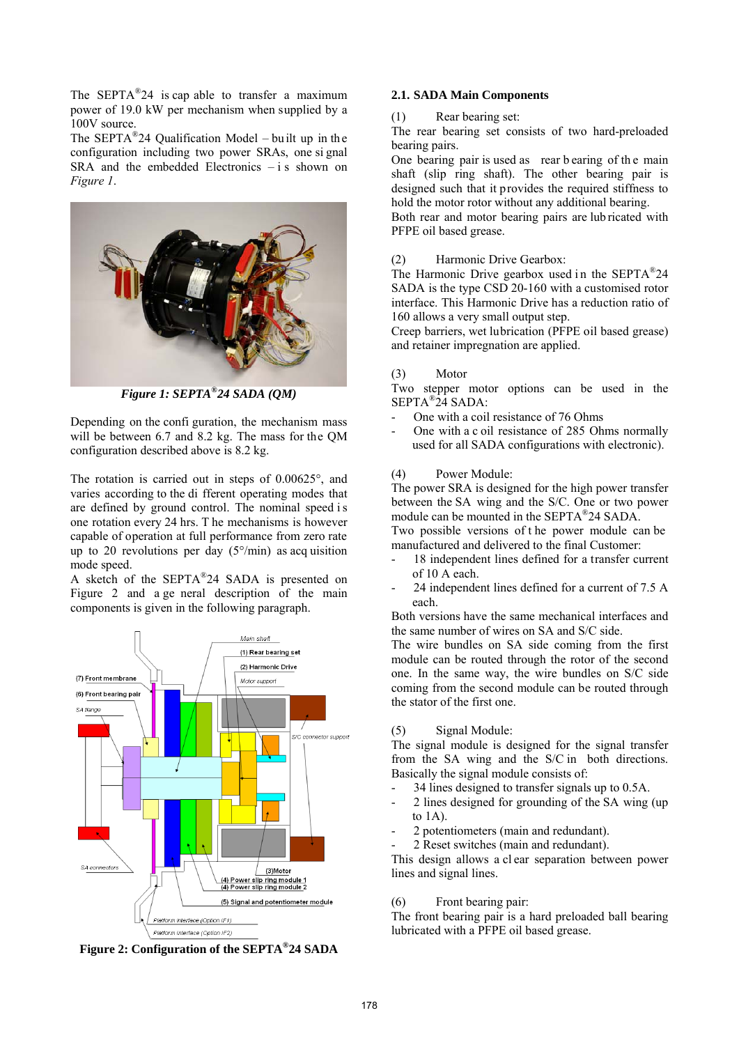The SEPTA®24 is capable to transfer a maximum power of 19.0 kW per mechanism when supplied by a 100V source.
The SEPTA®24 Qualification Model – built up in the configuration including two power SRAs, one signal SRA and the embedded Electronics – is shown on *Figure 1*.

***Figure 1: SEPTA®24 SADA (QM)***

Depending on the configuration, the mechanism mass will be between 6.7 and 8.2 kg. The mass for the QM configuration described above is 8.2 kg.

The rotation is carried out in steps of 0.00625°, and varies according to the different operating modes that are defined by ground control. The nominal speed is one rotation every 24 hrs. The mechanisms is however capable of operation at full performance from zero rate up to 20 revolutions per day (5°/min) as acquisition mode speed.
A sketch of the SEPTA®24 SADA is presented on Figure 2 and a general description of the main components is given in the following paragraph.

**Figure 2: Configuration of the SEPTA®24 SADA**

### 2.1. SADA Main Components

(1) Rear bearing set:
The rear bearing set consists of two hard-preloaded bearing pairs.
One bearing pair is used as rear bearing of the main shaft (slip ring shaft). The other bearing pair is designed such that it provides the required stiffness to hold the motor rotor without any additional bearing.
Both rear and motor bearing pairs are lubricated with PFPE oil based grease.

(2) Harmonic Drive Gearbox:
The Harmonic Drive gearbox used in the SEPTA®24 SADA is the type CSD 20-160 with a customised rotor interface. This Harmonic Drive has a reduction ratio of 160 allows a very small output step.
Creep barriers, wet lubrication (PFPE oil based grease) and retainer impregnation are applied.

(3) Motor
Two stepper motor options can be used in the SEPTA®24 SADA:

- One with a coil resistance of 76 Ohms
- One with a coil resistance of 285 Ohms normally used for all SADA configurations with electronic).

(4) Power Module:
The power SRA is designed for the high power transfer between the SA wing and the S/C. One or two power module can be mounted in the SEPTA®24 SADA.
Two possible versions of the power module can be manufactured and delivered to the final Customer:

- 18 independent lines defined for a transfer current of 10 A each.
- 24 independent lines defined for a current of 7.5 A each.

Both versions have the same mechanical interfaces and the same number of wires on SA and S/C side.
The wire bundles on SA side coming from the first module can be routed through the rotor of the second one. In the same way, the wire bundles on S/C side coming from the second module can be routed through the stator of the first one.

(5) Signal Module:
The signal module is designed for the signal transfer from the SA wing and the S/C in both directions. Basically the signal module consists of:

- 34 lines designed to transfer signals up to 0.5A.
- 2 lines designed for grounding of the SA wing (up to 1A).
- 2 potentiometers (main and redundant).
- 2 Reset switches (main and redundant).

This design allows a clear separation between power lines and signal lines.

(6) Front bearing pair:
The front bearing pair is a hard preloaded ball bearing lubricated with a PFPE oil based grease.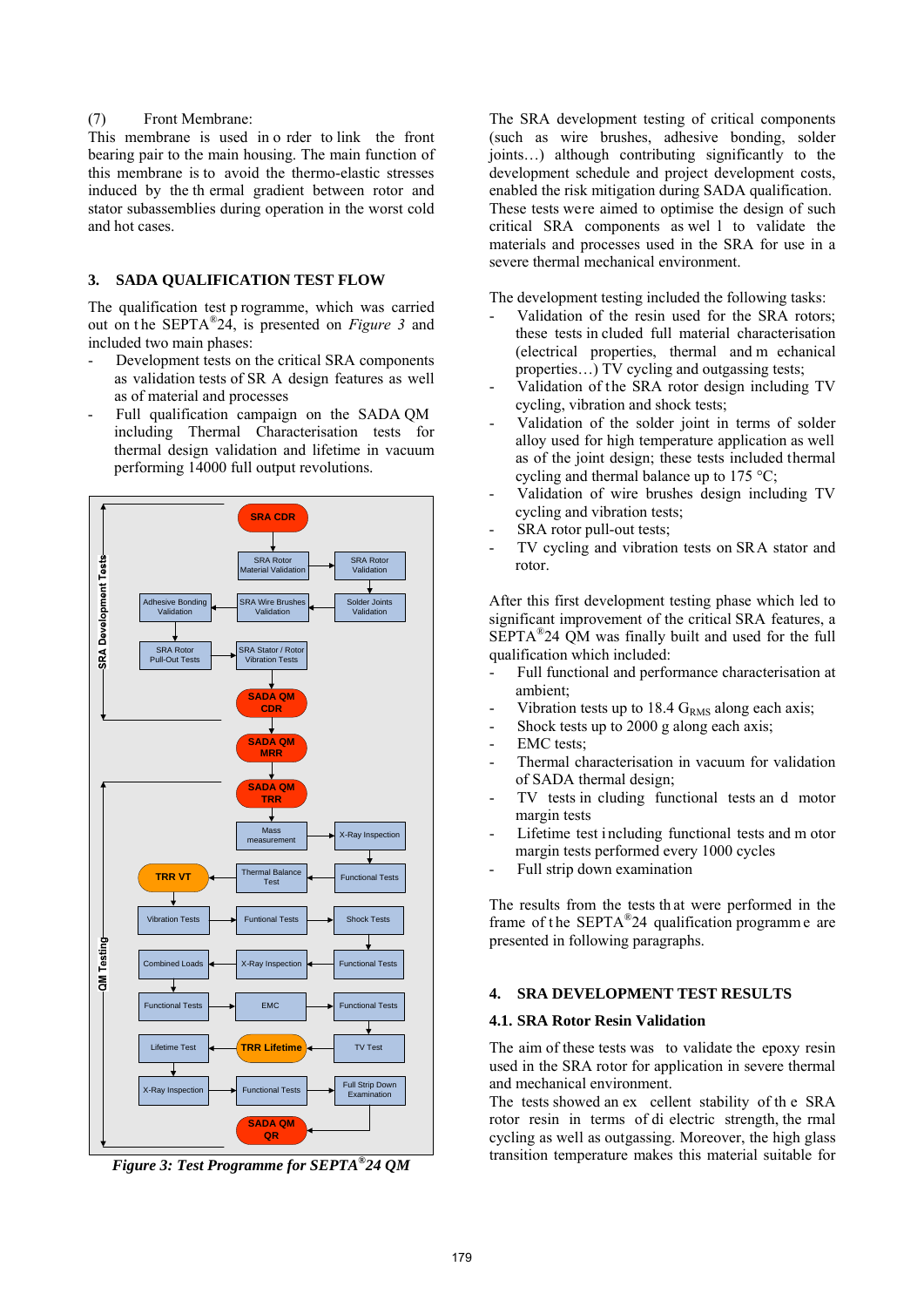(7) Front Membrane:

This membrane is used in order to link the front bearing pair to the main housing. The main function of this membrane is to avoid the thermo-elastic stresses induced by the thermal gradient between rotor and stator subassemblies during operation in the worst cold and hot cases.

## 3. SADA QUALIFICATION TEST FLOW

The qualification test programme, which was carried out on the SEPTA®24, is presented on *Figure 3* and included two main phases:

- Development tests on the critical SRA components as validation tests of SRA design features as well as of material and processes
- Full qualification campaign on the SADA QM including Thermal Characterisation tests for thermal design validation and lifetime in vacuum performing 14000 full output revolutions.

*Figure 3: Test Programme for SEPTA®24 QM*

The SRA development testing of critical components (such as wire brushes, adhesive bonding, solder joints…) although contributing significantly to the development schedule and project development costs, enabled the risk mitigation during SADA qualification. These tests were aimed to optimise the design of such critical SRA components as well to validate the materials and processes used in the SRA for use in a severe thermal mechanical environment.

The development testing included the following tasks:

- Validation of the resin used for the SRA rotors; these tests included full material characterisation (electrical properties, thermal and mechanical properties…) TV cycling and outgassing tests;
- Validation of the SRA rotor design including TV cycling, vibration and shock tests;
- Validation of the solder joint in terms of solder alloy used for high temperature application as well as of the joint design; these tests included thermal cycling and thermal balance up to 175 °C;
- Validation of wire brushes design including TV cycling and vibration tests;
- SRA rotor pull-out tests;
- TV cycling and vibration tests on SRA stator and rotor.

After this first development testing phase which led to significant improvement of the critical SRA features, a SEPTA®24 QM was finally built and used for the full qualification which included:

- Full functional and performance characterisation at ambient;
- Vibration tests up to 18.4 $G_{RMS}$ along each axis;
- Shock tests up to 2000 g along each axis;
- EMC tests;
- Thermal characterisation in vacuum for validation of SADA thermal design;
- TV tests including functional tests and motor margin tests
- Lifetime test including functional tests and motor margin tests performed every 1000 cycles
- Full strip down examination

The results from the tests that were performed in the frame of the SEPTA®24 qualification programme are presented in following paragraphs.

## 4. SRA DEVELOPMENT TEST RESULTS

### 4.1. SRA Rotor Resin Validation

The aim of these tests was to validate the epoxy resin used in the SRA rotor for application in severe thermal and mechanical environment.

The tests showed an excellent stability of the SRA rotor resin in terms of dielectric strength, thermal cycling as well as outgassing. Moreover, the high glass transition temperature makes this material suitable for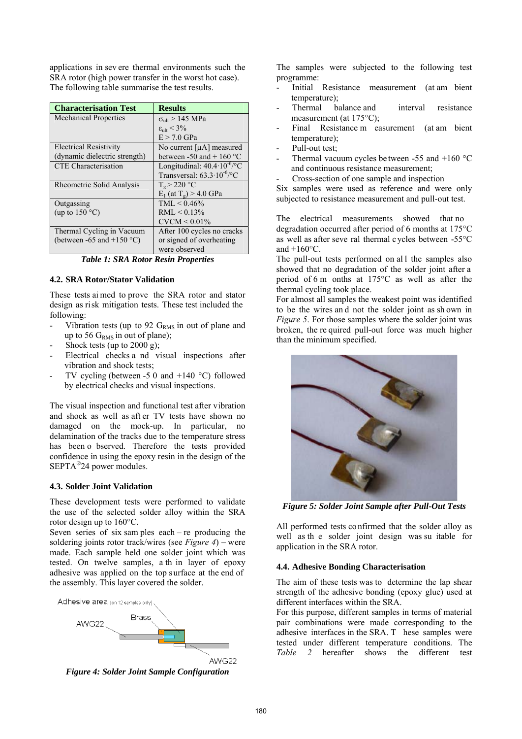applications in severe thermal environments such the SRA rotor (high power transfer in the worst hot case). The following table summarise the test results.

| Characterisation Test | Results |
|---|---|
| Mechanical Properties | $\sigma_{ult}$ > 145 MPa<br>$\varepsilon_{ult}$ < 3%<br>E > 7.0 GPa |
| Electrical Resistivity (dynamic dielectric strength) | No current [μA] measured between -50 and + 160 °C |
| CTE Characterisation | Longitudinal: $40.4 \cdot 10^{-6}$/°C<br>Transversal: $63.3 \cdot 10^{-6}$/°C |
| Rheometric Solid Analysis | $T_g$ > 220 °C<br>$E_1$ (at $T_g$) > 4.0 GPa |
| Outgassing (up to 150 °C) | TML < 0.46%<br>RML < 0.13%<br>CVCM < 0.01% |
| Thermal Cycling in Vacuum (between -65 and +150 °C) | After 100 cycles no cracks or signed of overheating were observed |

*Table 1: SRA Rotor Resin Properties*

### 4.2. SRA Rotor/Stator Validation

These tests aimed to prove the SRA rotor and stator design as risk mitigation tests. These test included the following:

- Vibration tests (up to 92 $G_{RMS}$ in out of plane and up to 56 $G_{RMS}$ in out of plane);
- Shock tests (up to 2000 g);
- Electrical checks and visual inspections after vibration and shock tests;
- TV cycling (between -50 and +140 °C) followed by electrical checks and visual inspections.

The visual inspection and functional test after vibration and shock as well as after TV tests have shown no damaged on the mock-up. In particular, no delamination of the tracks due to the temperature stress has been observed. Therefore the tests provided confidence in using the epoxy resin in the design of the SEPTA®24 power modules.

### 4.3. Solder Joint Validation

These development tests were performed to validate the use of the selected solder alloy within the SRA rotor design up to 160°C.

Seven series of six samples each – reproducing the soldering joints rotor track/wires (see *Figure 4*) – were made. Each sample held one solder joint which was tested. On twelve samples, a thin layer of epoxy adhesive was applied on the top surface at the end of the assembly. This layer covered the solder.

*Figure 4: Solder Joint Sample Configuration*

The samples were subjected to the following test programme:

- Initial Resistance measurement (at ambient temperature);
- Thermal balance and interval resistance measurement (at 175°C);
- Final Resistance measurement (at ambient temperature);
- Pull-out test;
- Thermal vacuum cycles between -55 and +160 °C and continuous resistance measurement;
- Cross-section of one sample and inspection

Six samples were used as reference and were only subjected to resistance measurement and pull-out test.

The electrical measurements showed that no degradation occurred after period of 6 months at 175°C as well as after several thermal cycles between -55°C and +160°C.

The pull-out tests performed on all the samples also showed that no degradation of the solder joint after a period of 6 months at 175°C as well as after the thermal cycling took place.

For almost all samples the weakest point was identified to be the wires and not the solder joint as shown in *Figure 5*. For those samples where the solder joint was broken, the required pull-out force was much higher than the minimum specified.

*Figure 5: Solder Joint Sample after Pull-Out Tests*

All performed tests confirmed that the solder alloy as well as the solder joint design was suitable for application in the SRA rotor.

### 4.4. Adhesive Bonding Characterisation

The aim of these tests was to determine the lap shear strength of the adhesive bonding (epoxy glue) used at different interfaces within the SRA.

For this purpose, different samples in terms of material pair combinations were made corresponding to the adhesive interfaces in the SRA. These samples were tested under different temperature conditions. The *Table 2* hereafter shows the different test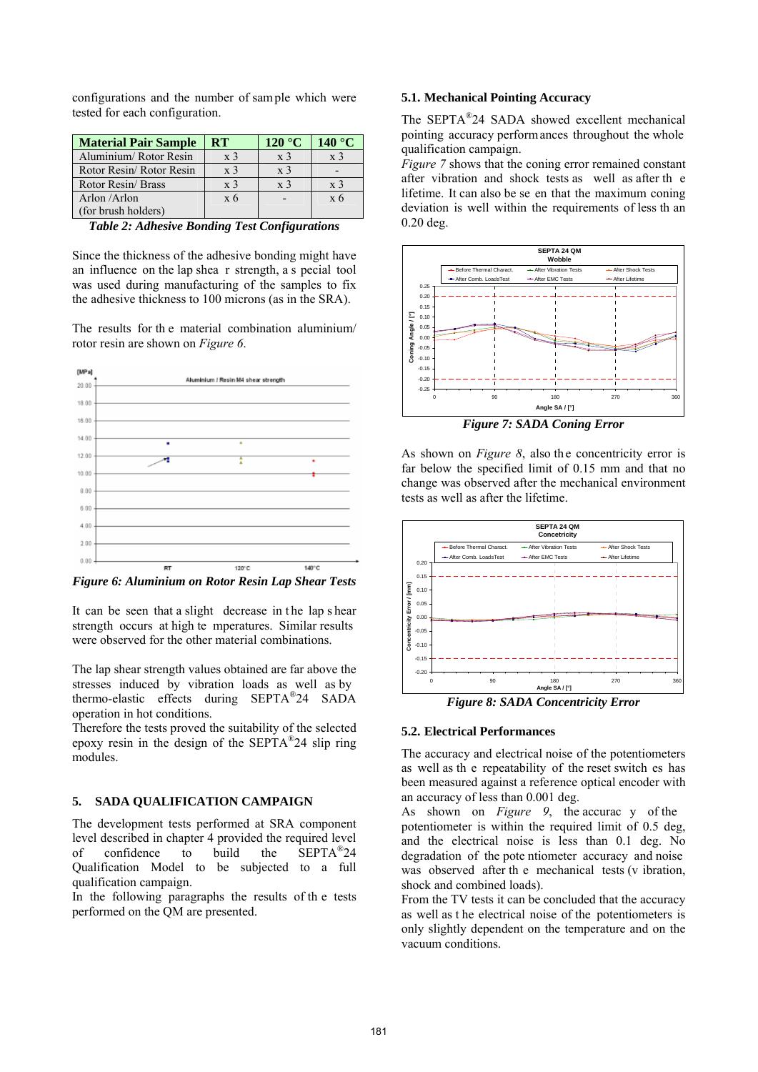configurations and the number of sample which were tested for each configuration.

| Material Pair Sample | RT | 120 °C | 140 °C |
|---|---|---|---|
| Aluminium/ Rotor Resin | x 3 | x 3 | x 3 |
| Rotor Resin/ Rotor Resin | x 3 | x 3 | - |
| Rotor Resin/ Brass | x 3 | x 3 | x 3 |
| Arlon /Arlon (for brush holders) | x 6 | - | x 6 |

*Table 2: Adhesive Bonding Test Configurations*

Since the thickness of the adhesive bonding might have an influence on the lap shear strength, a special tool was used during manufacturing of the samples to fix the adhesive thickness to 100 microns (as in the SRA).

The results for the material combination aluminium/ rotor resin are shown on *Figure 6*.

*Figure 6: Aluminium on Rotor Resin Lap Shear Tests*

It can be seen that a slight decrease in the lap shear strength occurs at high temperatures. Similar results were observed for the other material combinations.

The lap shear strength values obtained are far above the stresses induced by vibration loads as well as by thermo-elastic effects during SEPTA®24 SADA operation in hot conditions.
Therefore the tests proved the suitability of the selected epoxy resin in the design of the SEPTA®24 slip ring modules.

## 5. SADA QUALIFICATION CAMPAIGN

The development tests performed at SRA component level described in chapter 4 provided the required level of confidence to build the SEPTA®24 Qualification Model to be subjected to a full qualification campaign.
In the following paragraphs the results of the tests performed on the QM are presented.

### 5.1. Mechanical Pointing Accuracy

The SEPTA®24 SADA showed excellent mechanical pointing accuracy performances throughout the whole qualification campaign.
*Figure 7* shows that the coning error remained constant after vibration and shock tests as well as after the lifetime. It can also be seen that the maximum coning deviation is well within the requirements of less than 0.20 deg.

*Figure 7: SADA Coning Error*

As shown on *Figure 8*, also the concentricity error is far below the specified limit of 0.15 mm and that no change was observed after the mechanical environment tests as well as after the lifetime.

*Figure 8: SADA Concentricity Error*

### 5.2. Electrical Performances

The accuracy and electrical noise of the potentiometers as well as the repeatability of the reset switches has been measured against a reference optical encoder with an accuracy of less than 0.001 deg.
As shown on *Figure 9*, the accuracy of the potentiometer is within the required limit of 0.5 deg, and the electrical noise is less than 0.1 deg. No degradation of the potentiometer accuracy and noise was observed after the mechanical tests (vibration, shock and combined loads).
From the TV tests it can be concluded that the accuracy as well as the electrical noise of the potentiometers is only slightly dependent on the temperature and on the vacuum conditions.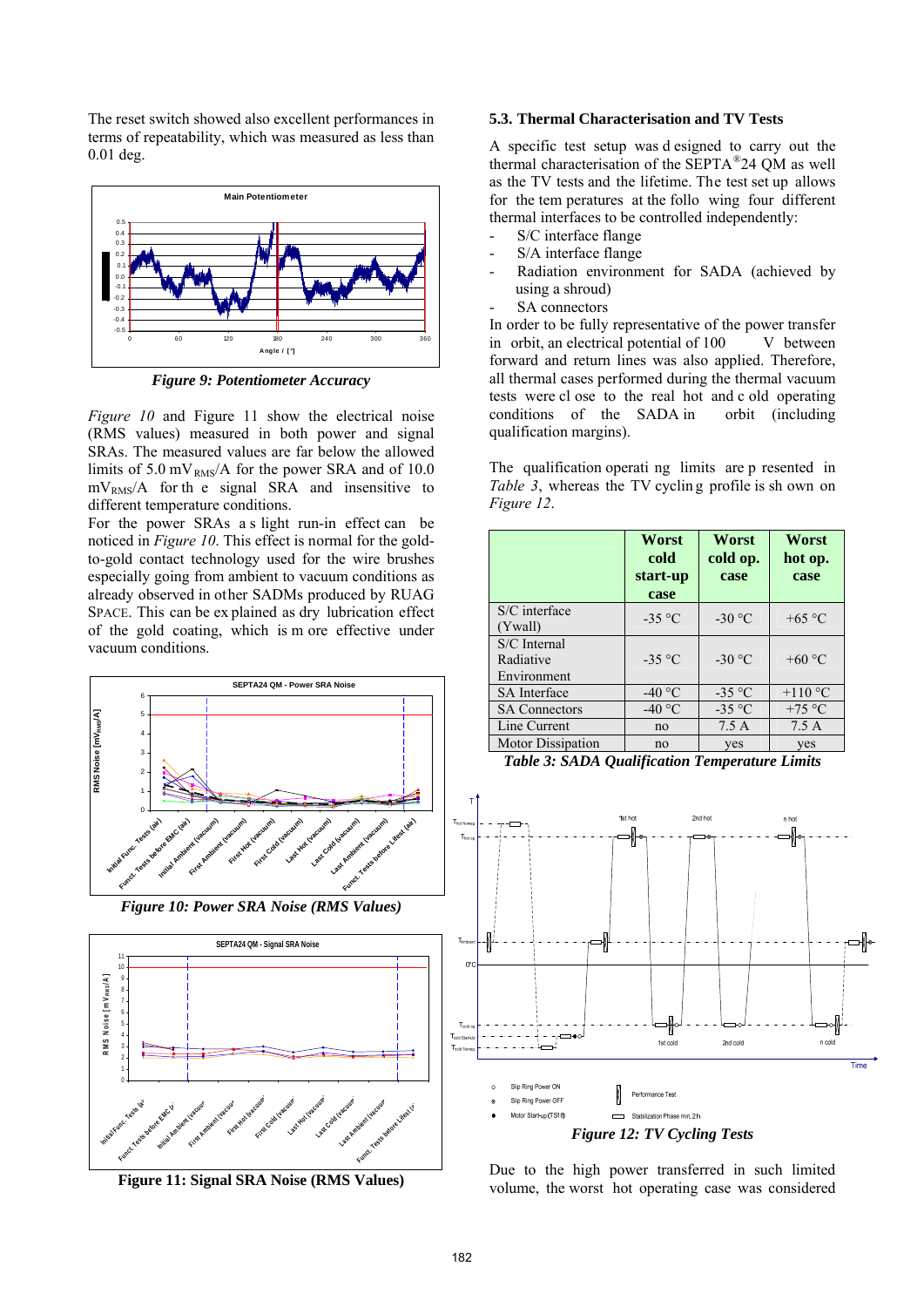The reset switch showed also excellent performances in terms of repeatability, which was measured as less than 0.01 deg.

*Figure 9: Potentiometer Accuracy*

*Figure 10* and Figure 11 show the electrical noise (RMS values) measured in both power and signal SRAs. The measured values are far below the allowed limits of 5.0 $mV_{RMS}$/A for the power SRA and of 10.0 $mV_{RMS}$/A for the signal SRA and insensitive to different temperature conditions.

For the power SRAs a slight run-in effect can be noticed in *Figure 10*. This effect is normal for the gold-to-gold contact technology used for the wire brushes especially going from ambient to vacuum conditions as already observed in other SADMs produced by RUAG SPACE. This can be explained by a dry lubrication effect of the gold coating, which is more effective under vacuum conditions.

*Figure 10: Power SRA Noise (RMS Values)*

**Figure 11: Signal SRA Noise (RMS Values)**

### 5.3. Thermal Characterisation and TV Tests

A specific test setup was designed to carry out the thermal characterisation of the SEPTA®24 QM as well as the TV tests and the lifetime. The test set up allows for the temperatures at the following four different thermal interfaces to be controlled independently:

- S/C interface flange
- S/A interface flange
- Radiation environment for SADA (achieved by using a shroud)
- SA connectors

In order to be fully representative of the power transfer in orbit, an electrical potential of 100 V between forward and return lines was also applied. Therefore, all thermal cases performed during the thermal vacuum tests were close to the real hot and cold operating conditions of the SADA in orbit (including qualification margins).

The qualification operating limits are presented in *Table 3*, whereas the TV cycling profile is shown on *Figure 12*.

| | Worst cold start-up case | Worst cold op. case | Worst hot op. case |
|---|---|---|---|
| S/C interface (Ywall) | -35 °C | -30 °C | +65 °C |
| S/C Internal Radiative Environment | -35 °C | -30 °C | +60 °C |
| SA Interface | -40 °C | -35 °C | +110 °C |
| SA Connectors | -40 °C | -35 °C | +75 °C |
| Line Current | no | 7.5 A | 7.5 A |
| Motor Dissipation | no | yes | yes |

***Table 3: SADA Qualification Temperature Limits***

*Figure 12: TV Cycling Tests*

Due to the high power transferred in such limited volume, the worst hot operating case was considered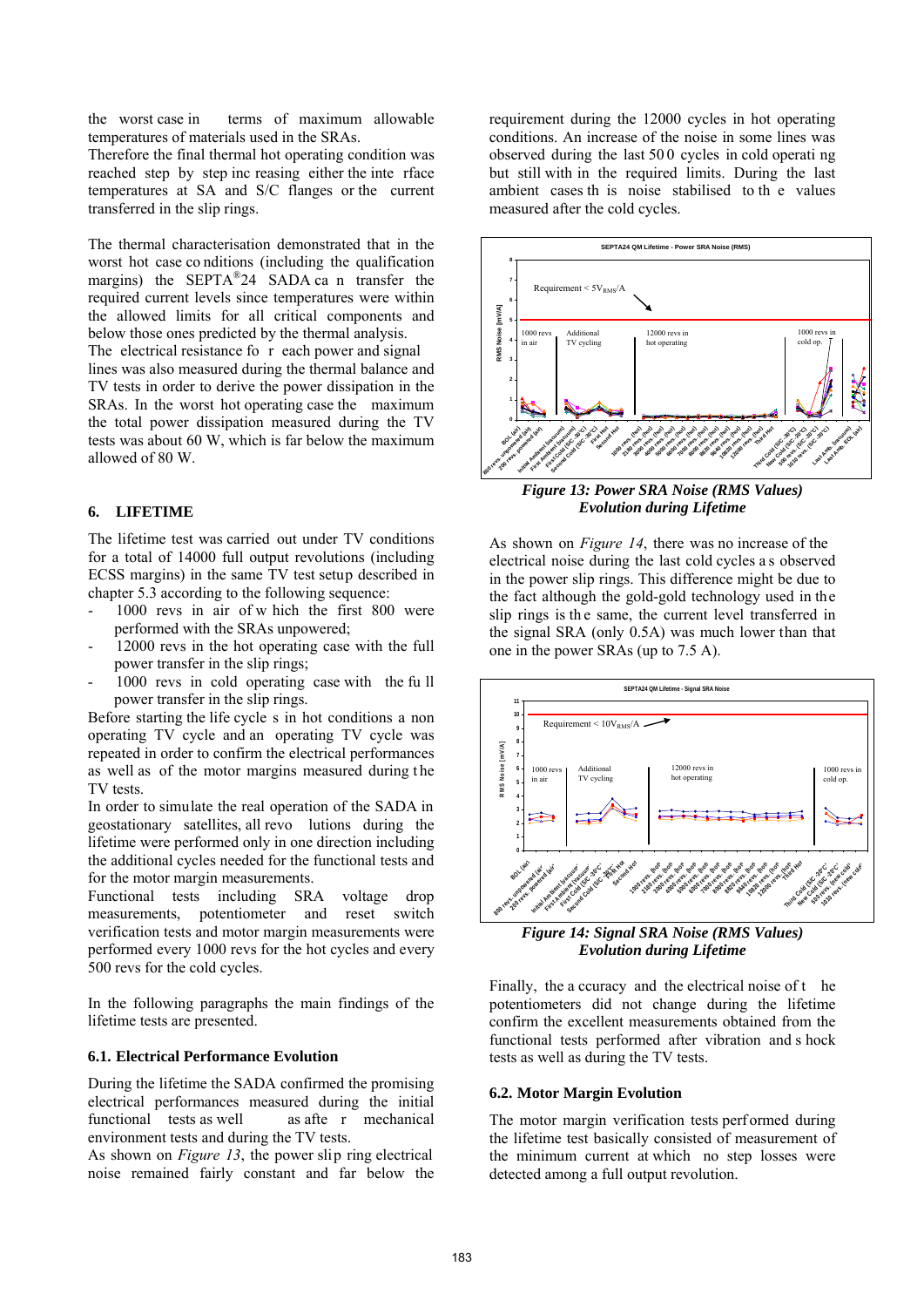the worst case in terms of maximum allowable temperatures of materials used in the SRAs.
Therefore the final thermal hot operating condition was reached step by step increasing either the interface temperatures at SA and S/C flanges or the current transferred in the slip rings.

The thermal characterisation demonstrated that in the worst hot case conditions (including the qualification margins) the SEPTA®24 SADA can transfer the required current levels since temperatures were within the allowed limits for all critical components and below those ones predicted by the thermal analysis.
The electrical resistance for each power and signal lines was also measured during the thermal balance and TV tests in order to derive the power dissipation in the SRAs. In the worst hot operating case the maximum the total power dissipation measured during the TV tests was about 60 W, which is far below the maximum allowed of 80 W.

## 6. LIFETIME

The lifetime test was carried out under TV conditions for a total of 14000 full output revolutions (including ECSS margins) in the same TV test setup described in chapter 5.3 according to the following sequence:

- 1000 revs in air of which the first 800 were performed with the SRAs unpowered;
- 12000 revs in the hot operating case with the full power transfer in the slip rings;
- 1000 revs in cold operating case with the full power transfer in the slip rings.

Before starting the life cycles in hot conditions a non operating TV cycle and an operating TV cycle was repeated in order to confirm the electrical performances as well as of the motor margins measured during the TV tests.
In order to simulate the real operation of the SADA in geostationary satellites, all revolutions during the lifetime were performed only in one direction including the additional cycles needed for the functional tests and for the motor margin measurements.
Functional tests including SRA voltage drop measurements, potentiometer and reset switch verification tests and motor margin measurements were performed every 1000 revs for the hot cycles and every 500 revs for the cold cycles.

In the following paragraphs the main findings of the lifetime tests are presented.

### 6.1. Electrical Performance Evolution

During the lifetime the SADA confirmed the promising electrical performances measured during the initial functional tests as well as after mechanical environment tests and during the TV tests.
As shown on *Figure 13*, the power slip ring electrical noise remained fairly constant and far below the requirement during the 12000 cycles in hot operating conditions. An increase of the noise in some lines was observed during the last 500 cycles in cold operating but still with in the required limits. During the last ambient cases this noise stabilised to the values measured after the cold cycles.

*Figure 13: Power SRA Noise (RMS Values) Evolution during Lifetime*

As shown on *Figure 14*, there was no increase of the electrical noise during the last cold cycles as observed in the power slip rings. This difference might be due to the fact although the gold-gold technology used in the slip rings is the same, the current level transferred in the signal SRA (only 0.5A) was much lower than that one in the power SRAs (up to 7.5 A).

*Figure 14: Signal SRA Noise (RMS Values) Evolution during Lifetime*

Finally, the accuracy and the electrical noise of the potentiometers did not change during the lifetime confirm the excellent measurements obtained from the functional tests performed after vibration and shock tests as well as during the TV tests.

### 6.2. Motor Margin Evolution

The motor margin verification tests performed during the lifetime test basically consisted of measurement of the minimum current at which no step losses were detected among a full output revolution.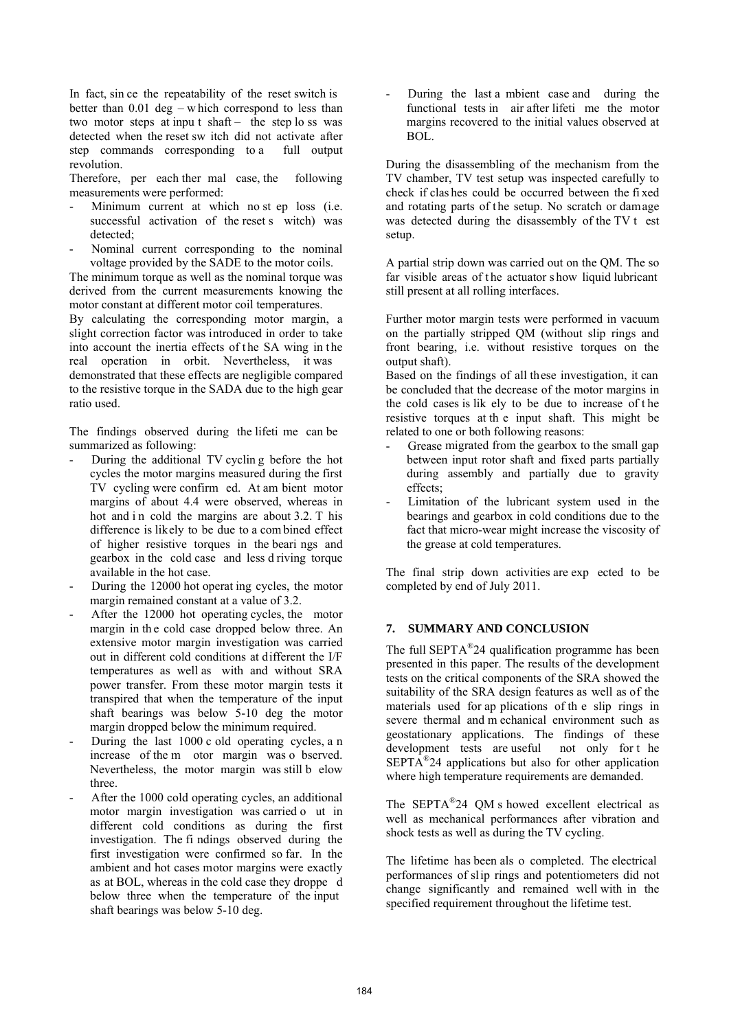In fact, since the repeatability of the reset switch is better than 0.01 deg – which correspond to less than two motor steps at input shaft – the step loss was detected when the reset switch did not activate after step commands corresponding to a full output revolution.

Therefore, per each thermal case, the following measurements were performed:

- Minimum current at which no step loss (i.e. successful activation of the reset switch) was detected;
- Nominal current corresponding to the nominal voltage provided by the SADE to the motor coils.

The minimum torque as well as the nominal torque was derived from the current measurements knowing the motor constant at different motor coil temperatures.

By calculating the corresponding motor margin, a slight correction factor was introduced in order to take into account the inertia effects of the SA wing in the real operation in orbit. Nevertheless, it was demonstrated that these effects are negligible compared to the resistive torque in the SADA due to the high gear ratio used.

The findings observed during the lifetime can be summarized as following:

- During the additional TV cycling before the hot cycles the motor margins measured during the first TV cycling were confirmed. At ambient motor margins of about 4.4 were observed, whereas in hot and in cold the margins are about 3.2. This difference is likely to be due to a combined effect of higher resistive torques in the bearings and gearbox in the cold case and less driving torque available in the hot case.
- During the 12000 hot operating cycles, the motor margin remained constant at a value of 3.2.
- After the 12000 hot operating cycles, the motor margin in the cold case dropped below three. An extensive motor margin investigation was carried out in different cold conditions at different the I/F temperatures as well as with and without SRA power transfer. From these motor margin tests it transpired that when the temperature of the input shaft bearings was below 5-10 deg the motor margin dropped below the minimum required.
- During the last 1000 cold operating cycles, an increase of the motor margin was observed. Nevertheless, the motor margin was still below three.
- After the 1000 cold operating cycles, an additional motor margin investigation was carried out in different cold conditions as during the first investigation. The findings observed during the first investigation were confirmed so far. In the ambient and hot cases motor margins were exactly as at BOL, whereas in the cold case they dropped below three when the temperature of the input shaft bearings was below 5-10 deg.
- During the last ambient case and during the functional tests in air after lifetime the motor margins recovered to the initial values observed at BOL.

During the disassembling of the mechanism from the TV chamber, TV test setup was inspected carefully to check if clashes could be occurred between the fixed and rotating parts of the setup. No scratch or damage was detected during the disassembly of the TV test setup.

A partial strip down was carried out on the QM. The so far visible areas of the actuator show liquid lubricant still present at all rolling interfaces.

Further motor margin tests were performed in vacuum on the partially stripped QM (without slip rings and front bearing, i.e. without resistive torques on the output shaft).

Based on the findings of all these investigation, it can be concluded that the decrease of the motor margins in the cold cases is likely to be due to increase of the resistive torques at the input shaft. This might be related to one or both following reasons:

- Grease migrated from the gearbox to the small gap between input rotor shaft and fixed parts partially during assembly and partially due to gravity effects;
- Limitation of the lubricant system used in the bearings and gearbox in cold conditions due to the fact that micro-wear might increase the viscosity of the grease at cold temperatures.

The final strip down activities are expected to be completed by end of July 2011.

## 7. SUMMARY AND CONCLUSION

The full SEPTA®24 qualification programme has been presented in this paper. The results of the development tests on the critical components of the SRA showed the suitability of the SRA design features as well as of the materials used for applications of the slip rings in severe thermal and mechanical environment such as geostationary applications. The findings of these development tests are useful not only for the SEPTA®24 applications but also for other application where high temperature requirements are demanded.

The SEPTA®24 QM showed excellent electrical as well as mechanical performances after vibration and shock tests as well as during the TV cycling.

The lifetime has been also completed. The electrical performances of slip rings and potentiometers did not change significantly and remained well within the specified requirement throughout the lifetime test.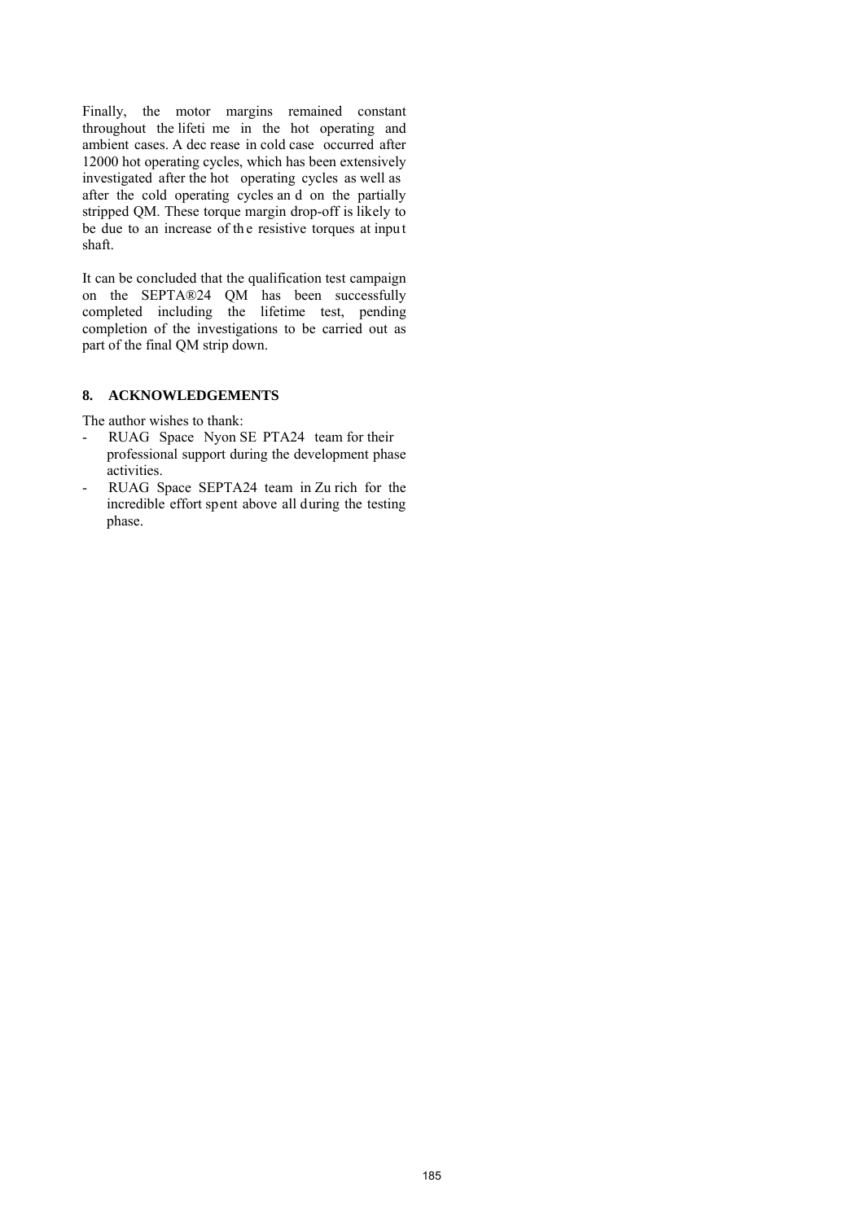Finally, the motor margins remained constant throughout the lifetime in the hot operating and ambient cases. A decrease in cold case occurred after 12000 hot operating cycles, which has been extensively investigated after the hot operating cycles as well as after the cold operating cycles and on the partially stripped QM. These torque margin drop-off is likely to be due to an increase of the resistive torques at input shaft.

It can be concluded that the qualification test campaign on the SEPTA®24 QM has been successfully completed including the lifetime test, pending completion of the investigations to be carried out as part of the final QM strip down.

## 8. ACKNOWLEDGEMENTS

The author wishes to thank:

- RUAG Space Nyon SEPTA24 team for their professional support during the development phase activities.
- RUAG Space SEPTA24 team in Zurich for the incredible effort spent above all during the testing phase.